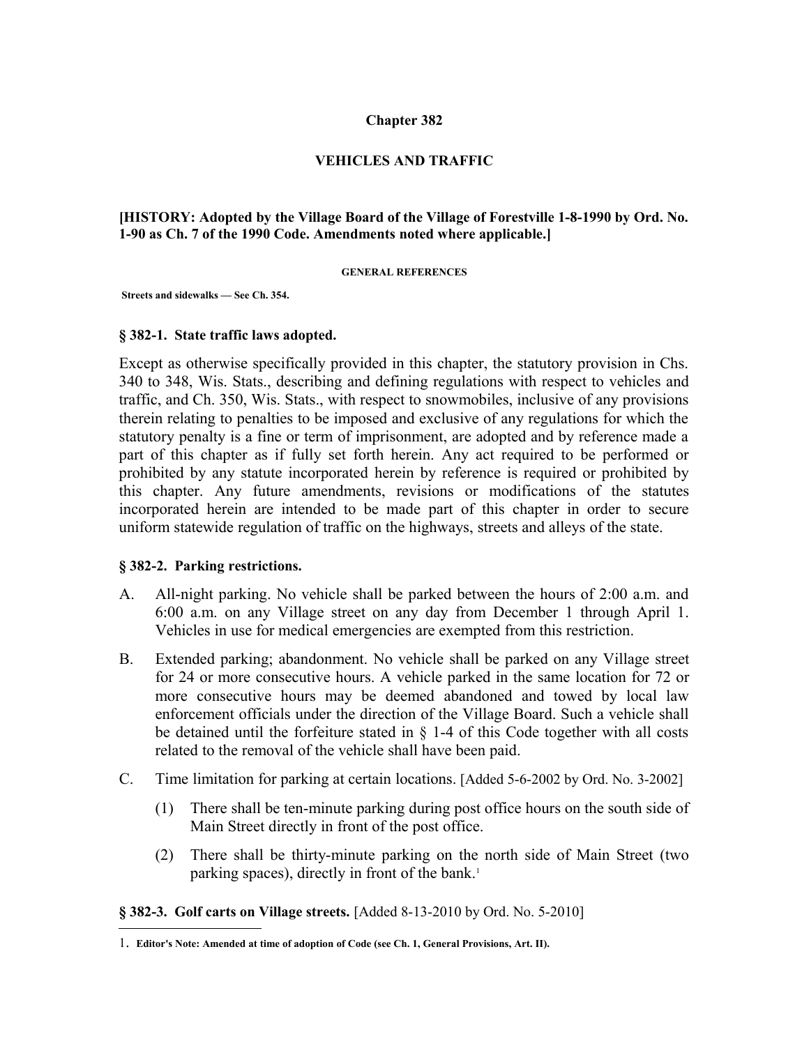# Chapter 382

## VEHICLES AND TRAFFIC

**[HISTORY: Adopted by the Village Board of the Village of Forestville 1-8-1990 by Ord. No. 1-90 as Ch. 7 of the 1990 Code. Amendments noted where applicable.]**

**GENERAL REFERENCES**

**Streets and sidewalks — See Ch. 354.**

### § 382-1. State traffic laws adopted.

Except as otherwise specifically provided in this chapter, the statutory provision in Chs. 340 to 348, Wis. Stats., describing and defining regulations with respect to vehicles and traffic, and Ch. 350, Wis. Stats., with respect to snowmobiles, inclusive of any provisions therein relating to penalties to be imposed and exclusive of any regulations for which the statutory penalty is a fine or term of imprisonment, are adopted and by reference made a part of this chapter as if fully set forth herein. Any act required to be performed or prohibited by any statute incorporated herein by reference is required or prohibited by this chapter. Any future amendments, revisions or modifications of the statutes incorporated herein are intended to be made part of this chapter in order to secure uniform statewide regulation of traffic on the highways, streets and alleys of the state.

### § 382-2. Parking restrictions.

A. All-night parking. No vehicle shall be parked between the hours of 2:00 a.m. and 6:00 a.m. on any Village street on any day from December 1 through April 1. Vehicles in use for medical emergencies are exempted from this restriction.

B. Extended parking; abandonment. No vehicle shall be parked on any Village street for 24 or more consecutive hours. A vehicle parked in the same location for 72 or more consecutive hours may be deemed abandoned and towed by local law enforcement officials under the direction of the Village Board. Such a vehicle shall be detained until the forfeiture stated in § 1-4 of this Code together with all costs related to the removal of the vehicle shall have been paid.

C. Time limitation for parking at certain locations. [Added 5-6-2002 by Ord. No. 3-2002]

   (1) There shall be ten-minute parking during post office hours on the south side of Main Street directly in front of the post office.

   (2) There shall be thirty-minute parking on the north side of Main Street (two parking spaces), directly in front of the bank.[1]

### § 382-3. Golf carts on Village streets. [Added 8-13-2010 by Ord. No. 5-2010]

1. **Editor's Note: Amended at time of adoption of Code (see Ch. 1, General Provisions, Art. II).**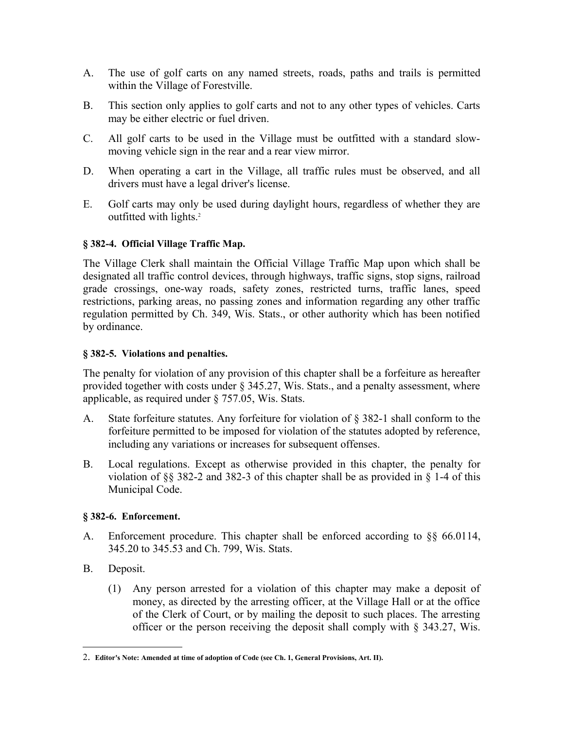A. The use of golf carts on any named streets, roads, paths and trails is permitted within the Village of Forestville.

B. This section only applies to golf carts and not to any other types of vehicles. Carts may be either electric or fuel driven.

C. All golf carts to be used in the Village must be outfitted with a standard slow-moving vehicle sign in the rear and a rear view mirror.

D. When operating a cart in the Village, all traffic rules must be observed, and all drivers must have a legal driver's license.

E. Golf carts may only be used during daylight hours, regardless of whether they are outfitted with lights.[2]

**§ 382-4. Official Village Traffic Map.**

The Village Clerk shall maintain the Official Village Traffic Map upon which shall be designated all traffic control devices, through highways, traffic signs, stop signs, railroad grade crossings, one-way roads, safety zones, restricted turns, traffic lanes, speed restrictions, parking areas, no passing zones and information regarding any other traffic regulation permitted by Ch. 349, Wis. Stats., or other authority which has been notified by ordinance.

**§ 382-5. Violations and penalties.**

The penalty for violation of any provision of this chapter shall be a forfeiture as hereafter provided together with costs under § 345.27, Wis. Stats., and a penalty assessment, where applicable, as required under § 757.05, Wis. Stats.

A. State forfeiture statutes. Any forfeiture for violation of § 382-1 shall conform to the forfeiture permitted to be imposed for violation of the statutes adopted by reference, including any variations or increases for subsequent offenses.

B. Local regulations. Except as otherwise provided in this chapter, the penalty for violation of §§ 382-2 and 382-3 of this chapter shall be as provided in § 1-4 of this Municipal Code.

**§ 382-6. Enforcement.**

A. Enforcement procedure. This chapter shall be enforced according to §§ 66.0114, 345.20 to 345.53 and Ch. 799, Wis. Stats.

B. Deposit.

   (1) Any person arrested for a violation of this chapter may make a deposit of money, as directed by the arresting officer, at the Village Hall or at the office of the Clerk of Court, or by mailing the deposit to such places. The arresting officer or the person receiving the deposit shall comply with § 343.27, Wis.

---

2. **Editor's Note: Amended at time of adoption of Code (see Ch. 1, General Provisions, Art. II).**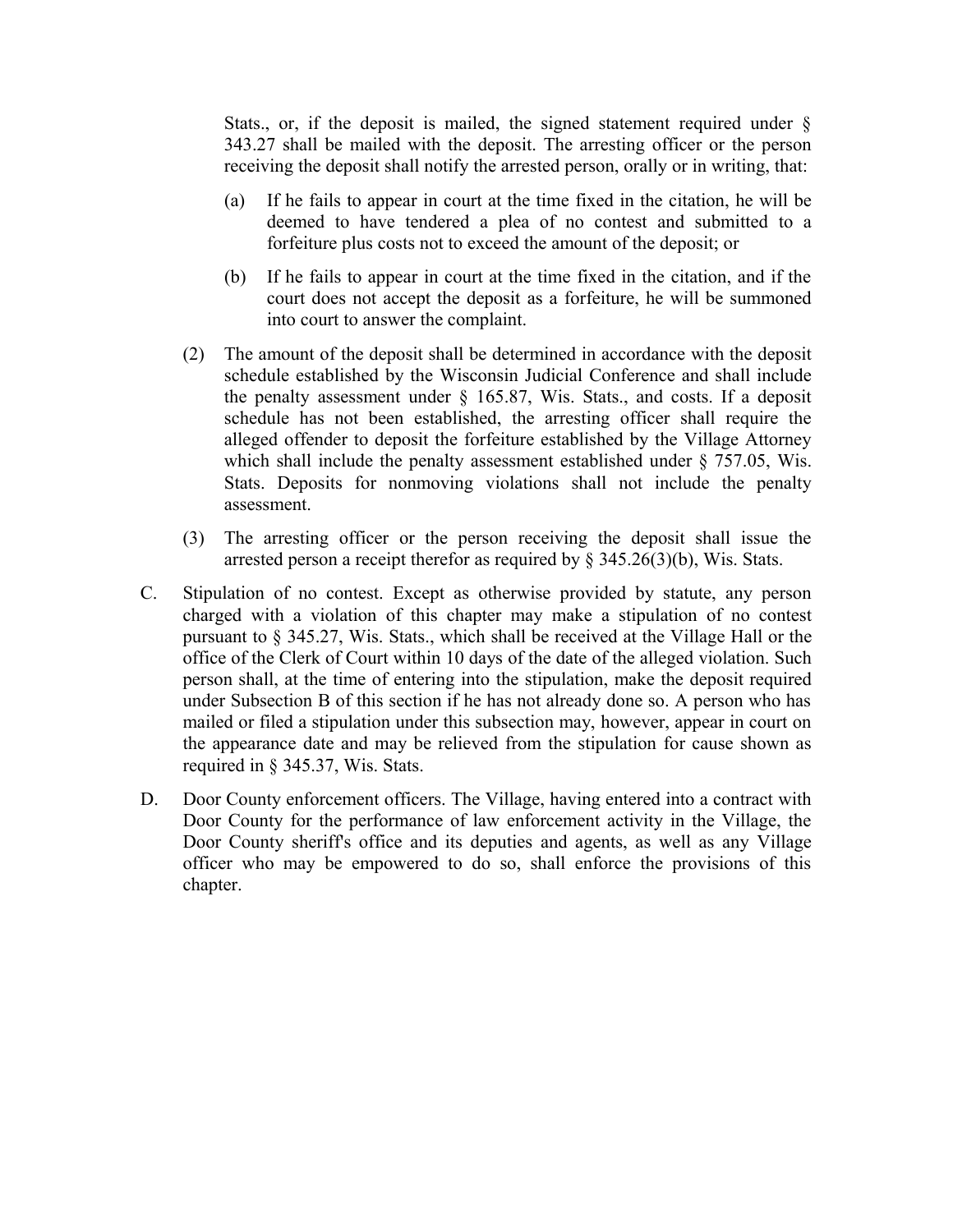Stats., or, if the deposit is mailed, the signed statement required under § 343.27 shall be mailed with the deposit. The arresting officer or the person receiving the deposit shall notify the arrested person, orally or in writing, that:

(a) If he fails to appear in court at the time fixed in the citation, he will be deemed to have tendered a plea of no contest and submitted to a forfeiture plus costs not to exceed the amount of the deposit; or

(b) If he fails to appear in court at the time fixed in the citation, and if the court does not accept the deposit as a forfeiture, he will be summoned into court to answer the complaint.

(2) The amount of the deposit shall be determined in accordance with the deposit schedule established by the Wisconsin Judicial Conference and shall include the penalty assessment under § 165.87, Wis. Stats., and costs. If a deposit schedule has not been established, the arresting officer shall require the alleged offender to deposit the forfeiture established by the Village Attorney which shall include the penalty assessment established under § 757.05, Wis. Stats. Deposits for nonmoving violations shall not include the penalty assessment.

(3) The arresting officer or the person receiving the deposit shall issue the arrested person a receipt therefor as required by § 345.26(3)(b), Wis. Stats.

C. Stipulation of no contest. Except as otherwise provided by statute, any person charged with a violation of this chapter may make a stipulation of no contest pursuant to § 345.27, Wis. Stats., which shall be received at the Village Hall or the office of the Clerk of Court within 10 days of the date of the alleged violation. Such person shall, at the time of entering into the stipulation, make the deposit required under Subsection B of this section if he has not already done so. A person who has mailed or filed a stipulation under this subsection may, however, appear in court on the appearance date and may be relieved from the stipulation for cause shown as required in § 345.37, Wis. Stats.

D. Door County enforcement officers. The Village, having entered into a contract with Door County for the performance of law enforcement activity in the Village, the Door County sheriff's office and its deputies and agents, as well as any Village officer who may be empowered to do so, shall enforce the provisions of this chapter.